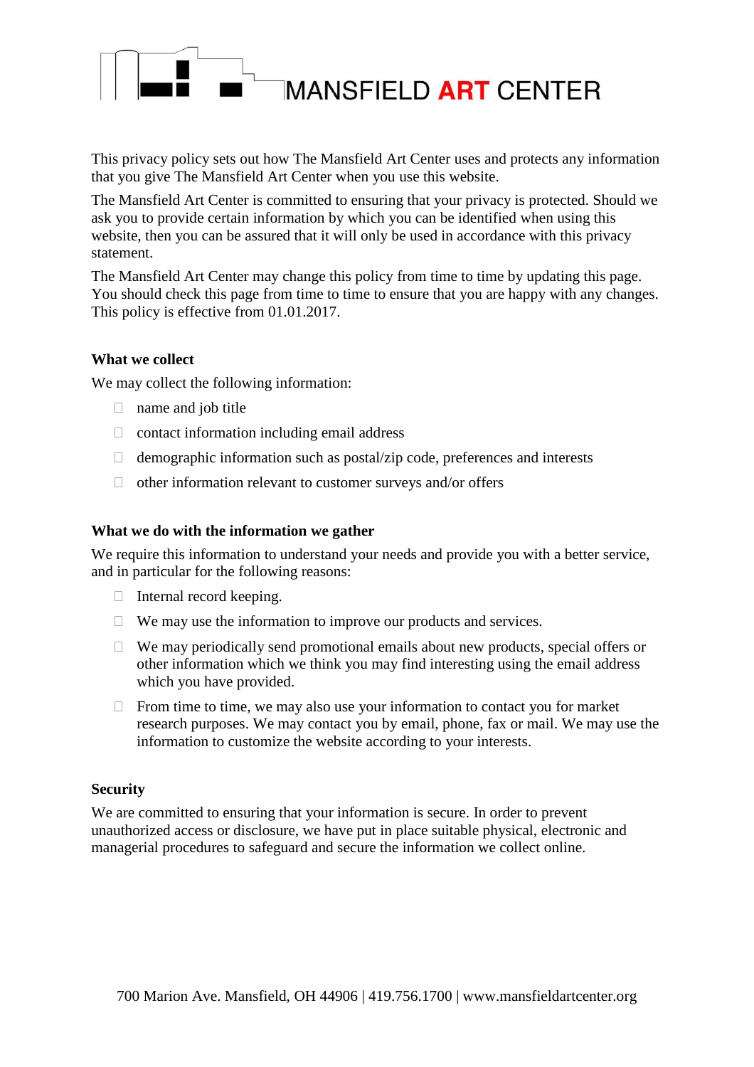# MANSFIELD ART CENTER

This privacy policy sets out how The Mansfield Art Center uses and protects any information that you give The Mansfield Art Center when you use this website.

The Mansfield Art Center is committed to ensuring that your privacy is protected. Should we ask you to provide certain information by which you can be identified when using this website, then you can be assured that it will only be used in accordance with this privacy statement.

The Mansfield Art Center may change this policy from time to time by updating this page. You should check this page from time to time to ensure that you are happy with any changes. This policy is effective from 01.01.2017.

**What we collect**

We may collect the following information:

- name and job title
- contact information including email address
- demographic information such as postal/zip code, preferences and interests
- other information relevant to customer surveys and/or offers

**What we do with the information we gather**

We require this information to understand your needs and provide you with a better service, and in particular for the following reasons:

- Internal record keeping.
- We may use the information to improve our products and services.
- We may periodically send promotional emails about new products, special offers or other information which we think you may find interesting using the email address which you have provided.
- From time to time, we may also use your information to contact you for market research purposes. We may contact you by email, phone, fax or mail. We may use the information to customize the website according to your interests.

**Security**

We are committed to ensuring that your information is secure. In order to prevent unauthorized access or disclosure, we have put in place suitable physical, electronic and managerial procedures to safeguard and secure the information we collect online.

700 Marion Ave. Mansfield, OH 44906 | 419.756.1700 | www.mansfieldartcenter.org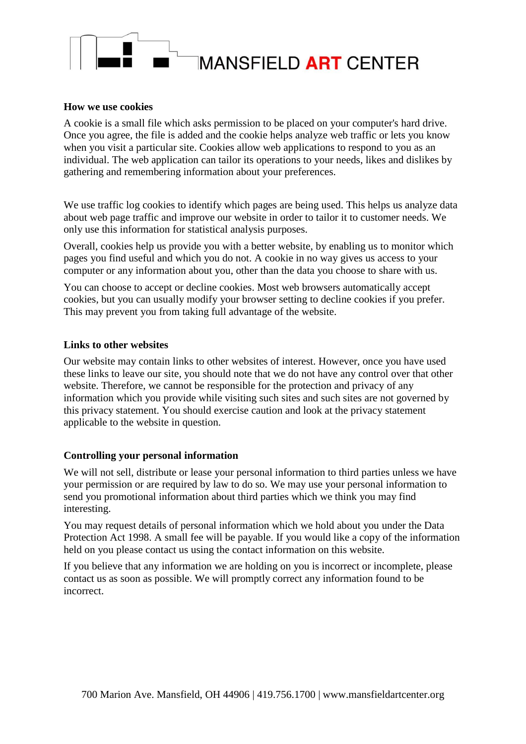### How we use cookies

A cookie is a small file which asks permission to be placed on your computer's hard drive. Once you agree, the file is added and the cookie helps analyze web traffic or lets you know when you visit a particular site. Cookies allow web applications to respond to you as an individual. The web application can tailor its operations to your needs, likes and dislikes by gathering and remembering information about your preferences.

We use traffic log cookies to identify which pages are being used. This helps us analyze data about web page traffic and improve our website in order to tailor it to customer needs. We only use this information for statistical analysis purposes.

Overall, cookies help us provide you with a better website, by enabling us to monitor which pages you find useful and which you do not. A cookie in no way gives us access to your computer or any information about you, other than the data you choose to share with us.

You can choose to accept or decline cookies. Most web browsers automatically accept cookies, but you can usually modify your browser setting to decline cookies if you prefer. This may prevent you from taking full advantage of the website.

### Links to other websites

Our website may contain links to other websites of interest. However, once you have used these links to leave our site, you should note that we do not have any control over that other website. Therefore, we cannot be responsible for the protection and privacy of any information which you provide while visiting such sites and such sites are not governed by this privacy statement. You should exercise caution and look at the privacy statement applicable to the website in question.

### Controlling your personal information

We will not sell, distribute or lease your personal information to third parties unless we have your permission or are required by law to do so. We may use your personal information to send you promotional information about third parties which we think you may find interesting.

You may request details of personal information which we hold about you under the Data Protection Act 1998. A small fee will be payable. If you would like a copy of the information held on you please contact us using the contact information on this website.

If you believe that any information we are holding on you is incorrect or incomplete, please contact us as soon as possible. We will promptly correct any information found to be incorrect.